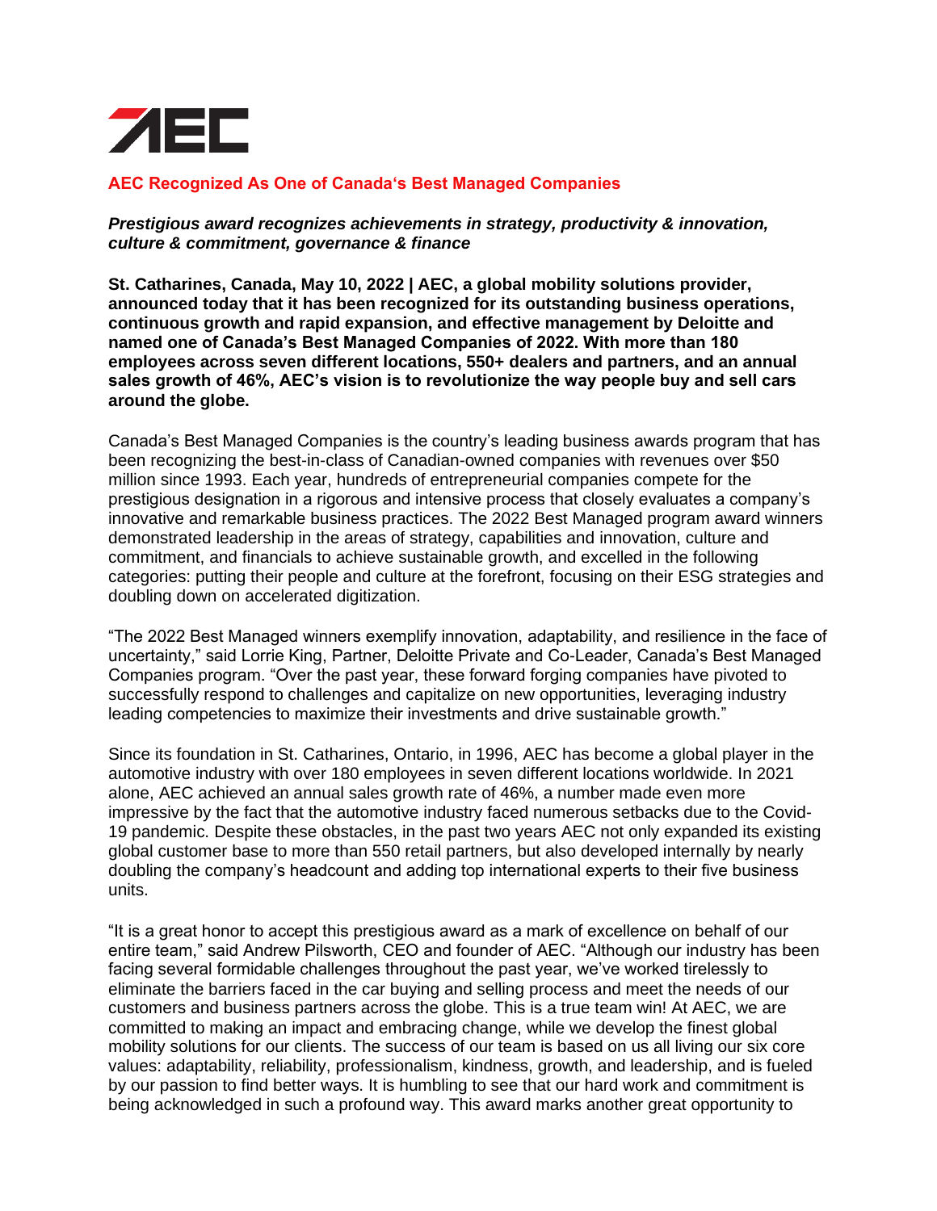AEC

## AEC Recognized As One of Canada's Best Managed Companies

***Prestigious award recognizes achievements in strategy, productivity & innovation, culture & commitment, governance & finance***

**St. Catharines, Canada, May 10, 2022 | AEC, a global mobility solutions provider, announced today that it has been recognized for its outstanding business operations, continuous growth and rapid expansion, and effective management by Deloitte and named one of Canada's Best Managed Companies of 2022. With more than 180 employees across seven different locations, 550+ dealers and partners, and an annual sales growth of 46%, AEC's vision is to revolutionize the way people buy and sell cars around the globe.**

Canada's Best Managed Companies is the country's leading business awards program that has been recognizing the best-in-class of Canadian-owned companies with revenues over $50 million since 1993. Each year, hundreds of entrepreneurial companies compete for the prestigious designation in a rigorous and intensive process that closely evaluates a company's innovative and remarkable business practices. The 2022 Best Managed program award winners demonstrated leadership in the areas of strategy, capabilities and innovation, culture and commitment, and financials to achieve sustainable growth, and excelled in the following categories: putting their people and culture at the forefront, focusing on their ESG strategies and doubling down on accelerated digitization.

"The 2022 Best Managed winners exemplify innovation, adaptability, and resilience in the face of uncertainty," said Lorrie King, Partner, Deloitte Private and Co-Leader, Canada's Best Managed Companies program. "Over the past year, these forward forging companies have pivoted to successfully respond to challenges and capitalize on new opportunities, leveraging industry leading competencies to maximize their investments and drive sustainable growth."

Since its foundation in St. Catharines, Ontario, in 1996, AEC has become a global player in the automotive industry with over 180 employees in seven different locations worldwide. In 2021 alone, AEC achieved an annual sales growth rate of 46%, a number made even more impressive by the fact that the automotive industry faced numerous setbacks due to the Covid-19 pandemic. Despite these obstacles, in the past two years AEC not only expanded its existing global customer base to more than 550 retail partners, but also developed internally by nearly doubling the company's headcount and adding top international experts to their five business units.

"It is a great honor to accept this prestigious award as a mark of excellence on behalf of our entire team," said Andrew Pilsworth, CEO and founder of AEC. "Although our industry has been facing several formidable challenges throughout the past year, we've worked tirelessly to eliminate the barriers faced in the car buying and selling process and meet the needs of our customers and business partners across the globe. This is a true team win! At AEC, we are committed to making an impact and embracing change, while we develop the finest global mobility solutions for our clients. The success of our team is based on us all living our six core values: adaptability, reliability, professionalism, kindness, growth, and leadership, and is fueled by our passion to find better ways. It is humbling to see that our hard work and commitment is being acknowledged in such a profound way. This award marks another great opportunity to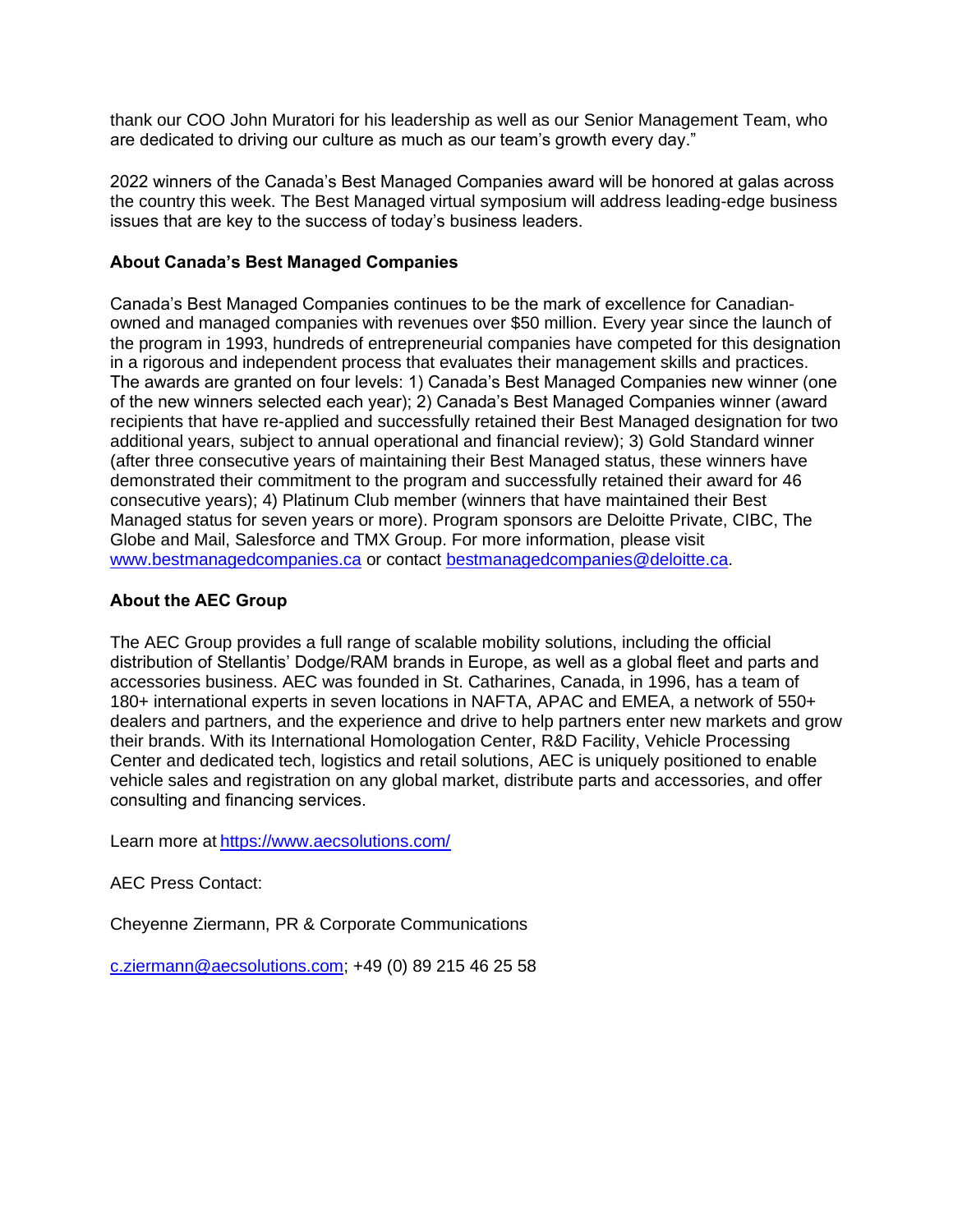thank our COO John Muratori for his leadership as well as our Senior Management Team, who are dedicated to driving our culture as much as our team's growth every day."

2022 winners of the Canada's Best Managed Companies award will be honored at galas across the country this week. The Best Managed virtual symposium will address leading-edge business issues that are key to the success of today's business leaders.

**About Canada's Best Managed Companies**

Canada's Best Managed Companies continues to be the mark of excellence for Canadian-owned and managed companies with revenues over $50 million. Every year since the launch of the program in 1993, hundreds of entrepreneurial companies have competed for this designation in a rigorous and independent process that evaluates their management skills and practices. The awards are granted on four levels: 1) Canada's Best Managed Companies new winner (one of the new winners selected each year); 2) Canada's Best Managed Companies winner (award recipients that have re-applied and successfully retained their Best Managed designation for two additional years, subject to annual operational and financial review); 3) Gold Standard winner (after three consecutive years of maintaining their Best Managed status, these winners have demonstrated their commitment to the program and successfully retained their award for 46 consecutive years); 4) Platinum Club member (winners that have maintained their Best Managed status for seven years or more). Program sponsors are Deloitte Private, CIBC, The Globe and Mail, Salesforce and TMX Group. For more information, please visit www.bestmanagedcompanies.ca or contact bestmanagedcompanies@deloitte.ca.

**About the AEC Group**

The AEC Group provides a full range of scalable mobility solutions, including the official distribution of Stellantis' Dodge/RAM brands in Europe, as well as a global fleet and parts and accessories business. AEC was founded in St. Catharines, Canada, in 1996, has a team of 180+ international experts in seven locations in NAFTA, APAC and EMEA, a network of 550+ dealers and partners, and the experience and drive to help partners enter new markets and grow their brands. With its International Homologation Center, R&D Facility, Vehicle Processing Center and dedicated tech, logistics and retail solutions, AEC is uniquely positioned to enable vehicle sales and registration on any global market, distribute parts and accessories, and offer consulting and financing services.

Learn more at https://www.aecsolutions.com/

AEC Press Contact:

Cheyenne Ziermann, PR & Corporate Communications

c.ziermann@aecsolutions.com; +49 (0) 89 215 46 25 58